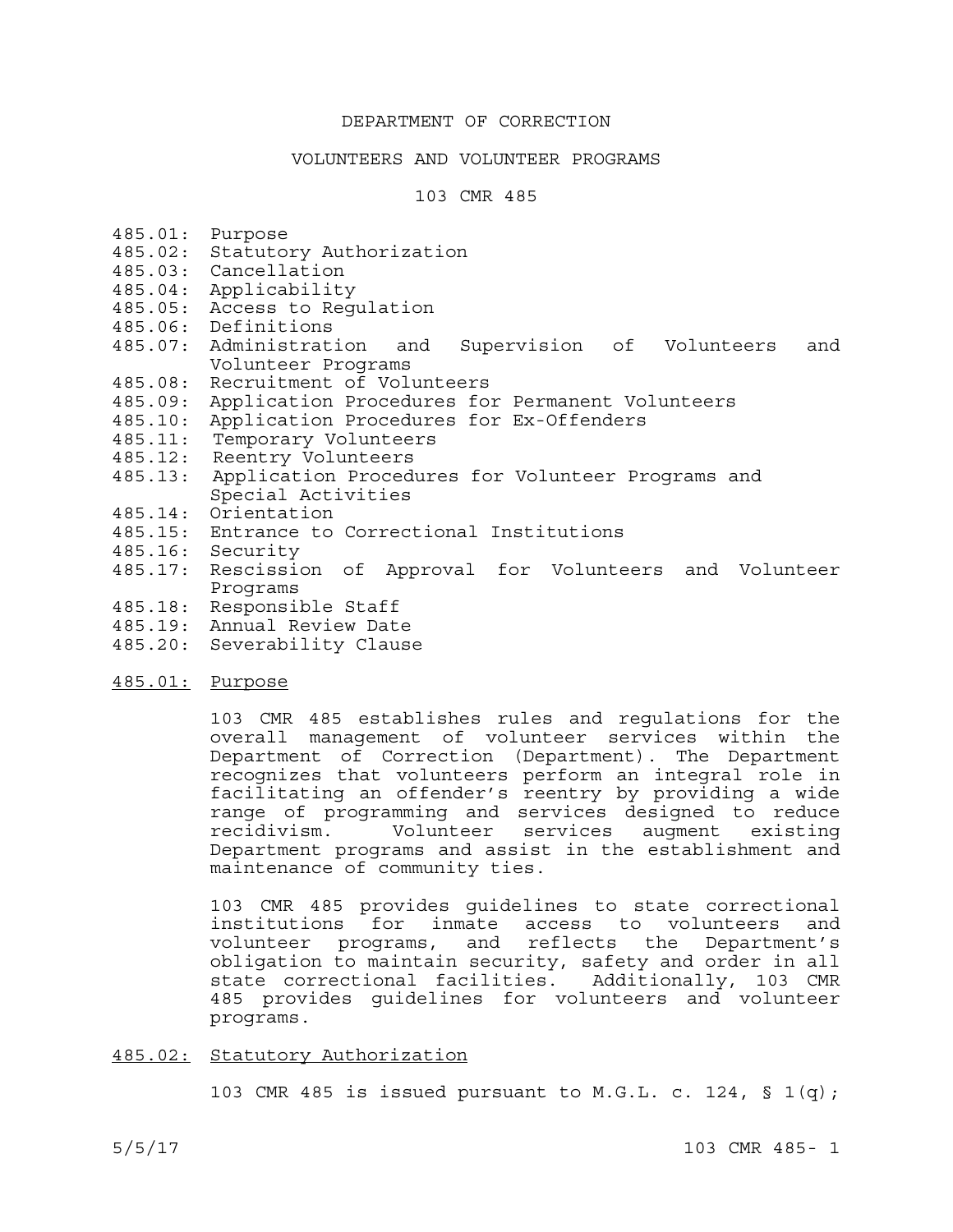# DEPARTMENT OF CORRECTION

## VOLUNTEERS AND VOLUNTEER PROGRAMS

## 103 CMR 485

- 485.01: Purpose
- 485.02: Statutory Authorization
- 485.03: Cancellation
- 485.04: Applicability
- 485.05: Access to Regulation
- 485.06: Definitions
- 485.07: Administration and Supervision of Volunteers and Volunteer Programs
- 485.08: Recruitment of Volunteers
- 485.09: Application Procedures for Permanent Volunteers
- 485.10: Application Procedures for Ex-Offenders
- 485.11: Temporary Volunteers
- 485.12: Reentry Volunteers
- 485.13: Application Procedures for Volunteer Programs and Special Activities
- 485.14: Orientation
- 485.15: Entrance to Correctional Institutions
- 485.16: Security
- 485.17: Rescission of Approval for Volunteers and Volunteer Programs
- 485.18: Responsible Staff
- 485.19: Annual Review Date
- 485.20: Severability Clause

### 485.01: Purpose

103 CMR 485 establishes rules and regulations for the overall management of volunteer services within the Department of Correction (Department). The Department recognizes that volunteers perform an integral role in facilitating an offender's reentry by providing a wide range of programming and services designed to reduce recidivism. Volunteer services augment existing Department programs and assist in the establishment and maintenance of community ties.

103 CMR 485 provides guidelines to state correctional institutions for inmate access to volunteers and volunteer programs, and reflects the Department's obligation to maintain security, safety and order in all state correctional facilities. Additionally, 103 CMR 485 provides guidelines for volunteers and volunteer programs.

### 485.02: Statutory Authorization

103 CMR 485 is issued pursuant to M.G.L. c. 124, § 1(q);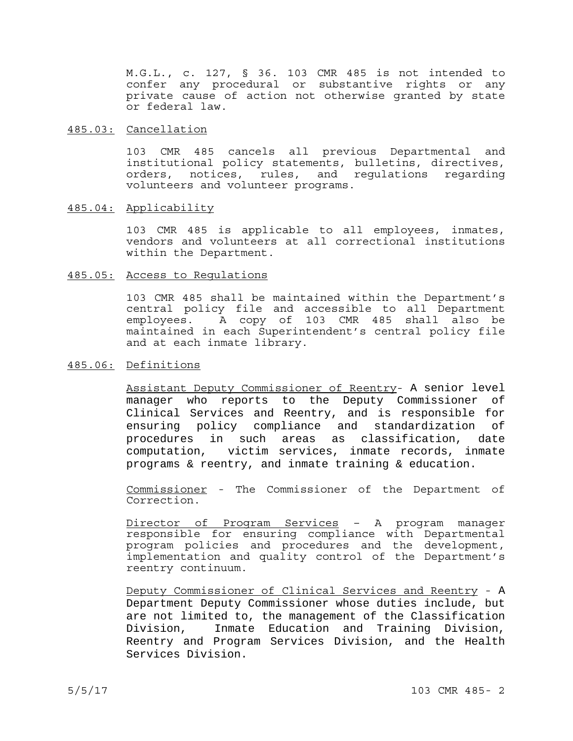M.G.L., c. 127, § 36. 103 CMR 485 is not intended to confer any procedural or substantive rights or any private cause of action not otherwise granted by state or federal law.

## 485.03: Cancellation

103 CMR 485 cancels all previous Departmental and institutional policy statements, bulletins, directives, orders, notices, rules, and regulations regarding volunteers and volunteer programs.

## 485.04: Applicability

103 CMR 485 is applicable to all employees, inmates, vendors and volunteers at all correctional institutions within the Department.

## 485.05: Access to Regulations

103 CMR 485 shall be maintained within the Department's central policy file and accessible to all Department employees. A copy of 103 CMR 485 shall also be maintained in each Superintendent's central policy file and at each inmate library.

## 485.06: Definitions

Assistant Deputy Commissioner of Reentry- A senior level manager who reports to the Deputy Commissioner of Clinical Services and Reentry, and is responsible for ensuring policy compliance and standardization of procedures in such areas as classification, date computation, victim services, inmate records, inmate programs & reentry, and inmate training & education.

Commissioner - The Commissioner of the Department of Correction.

Director of Program Services – A program manager responsible for ensuring compliance with Departmental program policies and procedures and the development, implementation and quality control of the Department's reentry continuum.

Deputy Commissioner of Clinical Services and Reentry - A Department Deputy Commissioner whose duties include, but are not limited to, the management of the Classification Division, Inmate Education and Training Division, Reentry and Program Services Division, and the Health Services Division.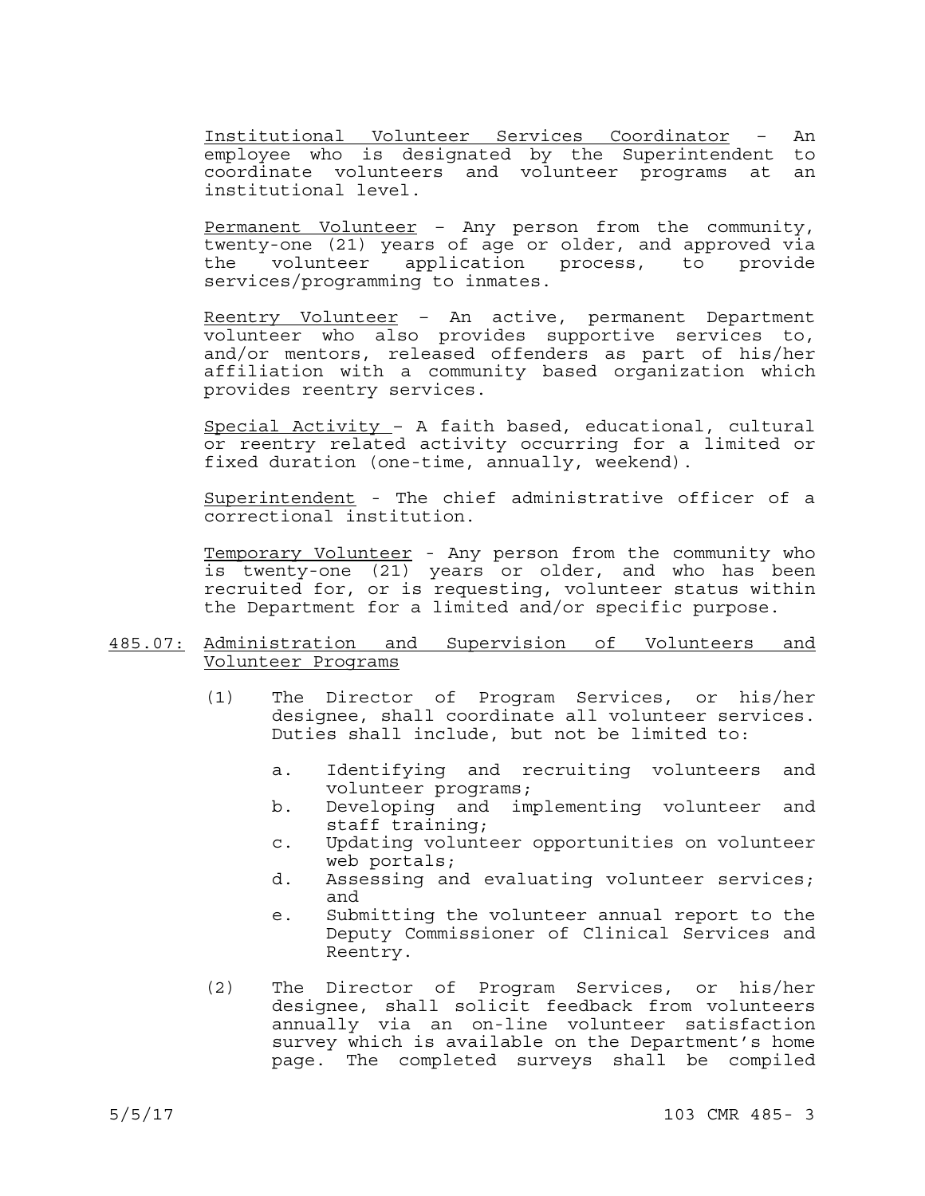Institutional Volunteer Services Coordinator – An employee who is designated by the Superintendent to coordinate volunteers and volunteer programs at an institutional level.

Permanent Volunteer – Any person from the community, twenty-one (21) years of age or older, and approved via the volunteer application process, to provide services/programming to inmates.

Reentry Volunteer – An active, permanent Department volunteer who also provides supportive services to, and/or mentors, released offenders as part of his/her affiliation with a community based organization which provides reentry services.

Special Activity – A faith based, educational, cultural or reentry related activity occurring for a limited or fixed duration (one-time, annually, weekend).

Superintendent - The chief administrative officer of a correctional institution.

Temporary Volunteer - Any person from the community who is twenty-one (21) years or older, and who has been recruited for, or is requesting, volunteer status within the Department for a limited and/or specific purpose.

## 485.07: Administration and Supervision of Volunteers and Volunteer Programs

(1) The Director of Program Services, or his/her designee, shall coordinate all volunteer services. Duties shall include, but not be limited to:

a. Identifying and recruiting volunteers and volunteer programs;
b. Developing and implementing volunteer and staff training;
c. Updating volunteer opportunities on volunteer web portals;
d. Assessing and evaluating volunteer services; and
e. Submitting the volunteer annual report to the Deputy Commissioner of Clinical Services and Reentry.

(2) The Director of Program Services, or his/her designee, shall solicit feedback from volunteers annually via an on-line volunteer satisfaction survey which is available on the Department's home page. The completed surveys shall be compiled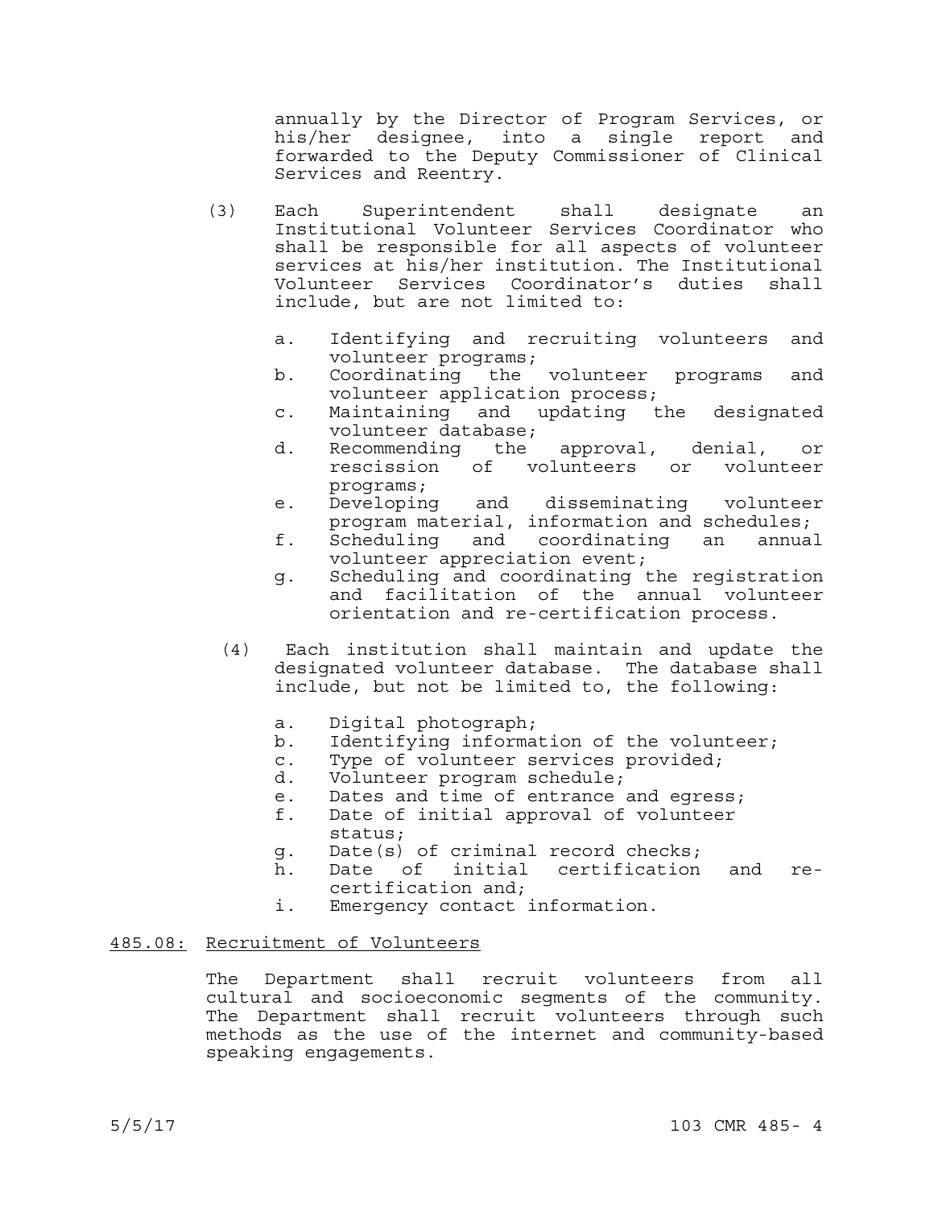annually by the Director of Program Services, or his/her designee, into a single report and forwarded to the Deputy Commissioner of Clinical Services and Reentry.

(3) Each Superintendent shall designate an Institutional Volunteer Services Coordinator who shall be responsible for all aspects of volunteer services at his/her institution. The Institutional Volunteer Services Coordinator's duties shall include, but are not limited to:

a. Identifying and recruiting volunteers and volunteer programs;
b. Coordinating the volunteer programs and volunteer application process;
c. Maintaining and updating the designated volunteer database;
d. Recommending the approval, denial, or rescission of volunteers or volunteer programs;
e. Developing and disseminating volunteer program material, information and schedules;
f. Scheduling and coordinating an annual volunteer appreciation event;
g. Scheduling and coordinating the registration and facilitation of the annual volunteer orientation and re-certification process.

(4) Each institution shall maintain and update the designated volunteer database. The database shall include, but not be limited to, the following:

a. Digital photograph;
b. Identifying information of the volunteer;
c. Type of volunteer services provided;
d. Volunteer program schedule;
e. Dates and time of entrance and egress;
f. Date of initial approval of volunteer status;
g. Date(s) of criminal record checks;
h. Date of initial certification and re-certification and;
i. Emergency contact information.

## 485.08: Recruitment of Volunteers

The Department shall recruit volunteers from all cultural and socioeconomic segments of the community. The Department shall recruit volunteers through such methods as the use of the internet and community-based speaking engagements.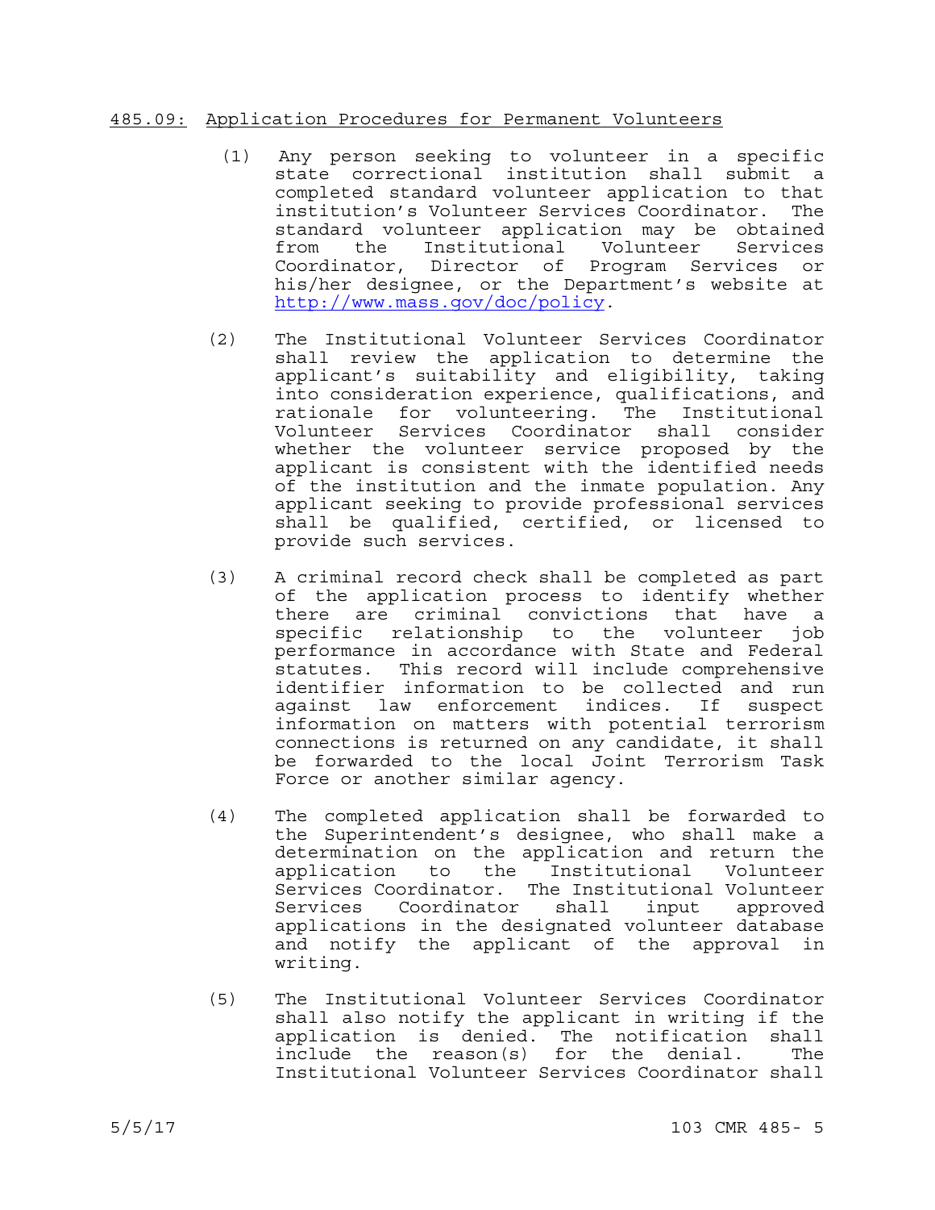485.09: Application Procedures for Permanent Volunteers

(1) Any person seeking to volunteer in a specific state correctional institution shall submit a completed standard volunteer application to that institution's Volunteer Services Coordinator. The standard volunteer application may be obtained from the Institutional Volunteer Services Coordinator, Director of Program Services or his/her designee, or the Department's website at http://www.mass.gov/doc/policy.

(2) The Institutional Volunteer Services Coordinator shall review the application to determine the applicant's suitability and eligibility, taking into consideration experience, qualifications, and rationale for volunteering. The Institutional Volunteer Services Coordinator shall consider whether the volunteer service proposed by the applicant is consistent with the identified needs of the institution and the inmate population. Any applicant seeking to provide professional services shall be qualified, certified, or licensed to provide such services.

(3) A criminal record check shall be completed as part of the application process to identify whether there are criminal convictions that have a specific relationship to the volunteer job performance in accordance with State and Federal statutes. This record will include comprehensive identifier information to be collected and run against law enforcement indices. If suspect information on matters with potential terrorism connections is returned on any candidate, it shall be forwarded to the local Joint Terrorism Task Force or another similar agency.

(4) The completed application shall be forwarded to the Superintendent's designee, who shall make a determination on the application and return the application to the Institutional Volunteer Services Coordinator. The Institutional Volunteer Services Coordinator shall input approved applications in the designated volunteer database and notify the applicant of the approval in writing.

(5) The Institutional Volunteer Services Coordinator shall also notify the applicant in writing if the application is denied. The notification shall include the reason(s) for the denial. The Institutional Volunteer Services Coordinator shall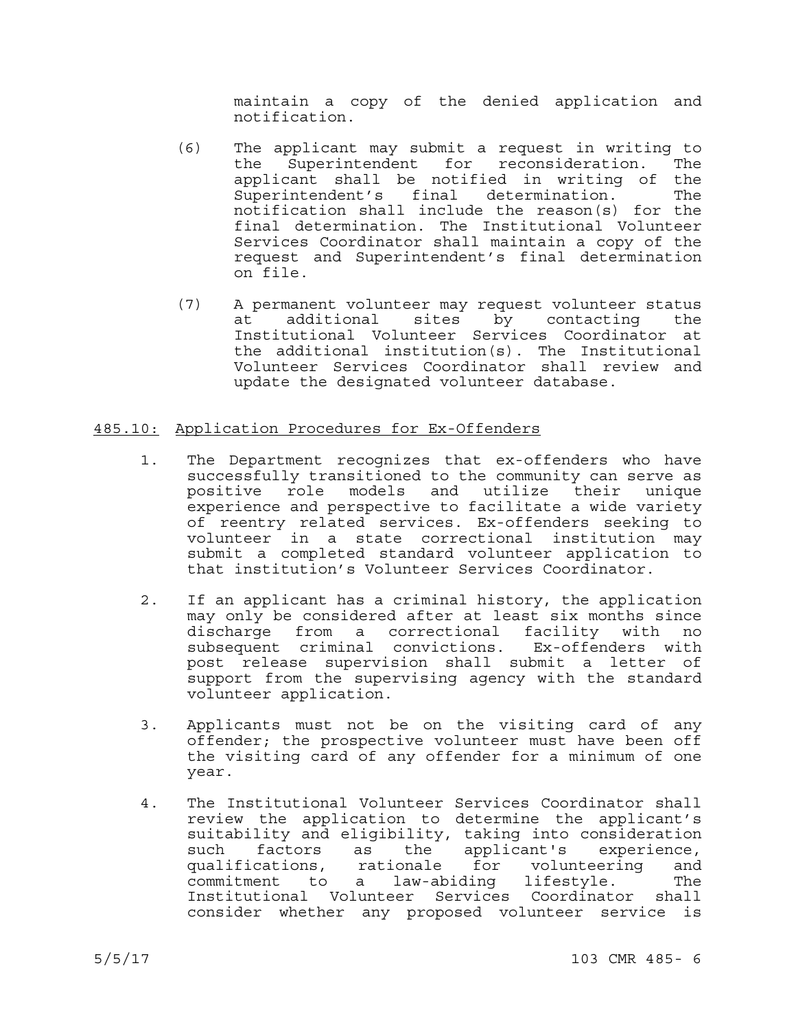maintain a copy of the denied application and notification.

(6) The applicant may submit a request in writing to the Superintendent for reconsideration. The applicant shall be notified in writing of the Superintendent's final determination. The notification shall include the reason(s) for the final determination. The Institutional Volunteer Services Coordinator shall maintain a copy of the request and Superintendent's final determination on file.

(7) A permanent volunteer may request volunteer status at additional sites by contacting the Institutional Volunteer Services Coordinator at the additional institution(s). The Institutional Volunteer Services Coordinator shall review and update the designated volunteer database.

## 485.10: Application Procedures for Ex-Offenders

1. The Department recognizes that ex-offenders who have successfully transitioned to the community can serve as positive role models and utilize their unique experience and perspective to facilitate a wide variety of reentry related services. Ex-offenders seeking to volunteer in a state correctional institution may submit a completed standard volunteer application to that institution's Volunteer Services Coordinator.

2. If an applicant has a criminal history, the application may only be considered after at least six months since discharge from a correctional facility with no subsequent criminal convictions. Ex-offenders with post release supervision shall submit a letter of support from the supervising agency with the standard volunteer application.

3. Applicants must not be on the visiting card of any offender; the prospective volunteer must have been off the visiting card of any offender for a minimum of one year.

4. The Institutional Volunteer Services Coordinator shall review the application to determine the applicant's suitability and eligibility, taking into consideration such factors as the applicant's experience, qualifications, rationale for volunteering and commitment to a law-abiding lifestyle. The Institutional Volunteer Services Coordinator shall consider whether any proposed volunteer service is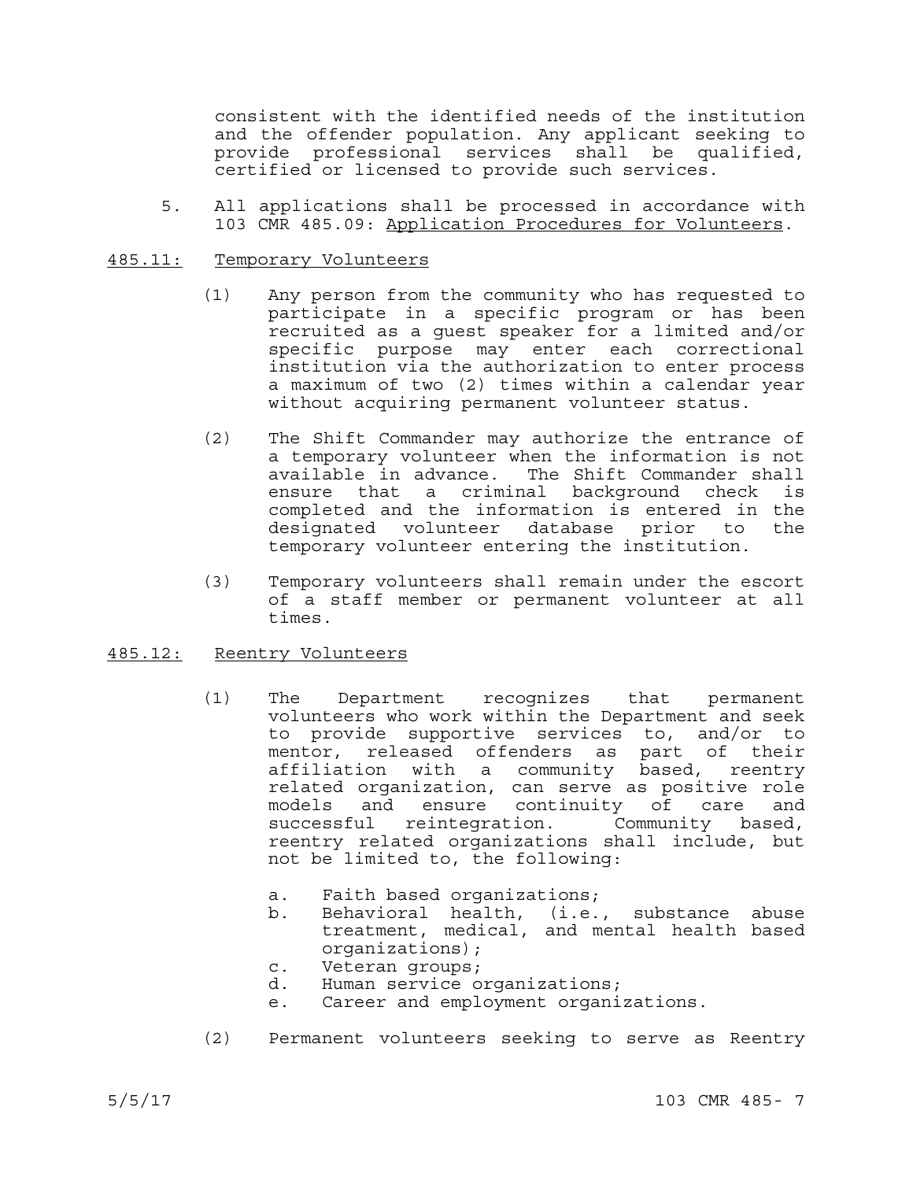consistent with the identified needs of the institution and the offender population. Any applicant seeking to provide professional services shall be qualified, certified or licensed to provide such services.

5. All applications shall be processed in accordance with 103 CMR 485.09: Application Procedures for Volunteers.

## 485.11: Temporary Volunteers

(1) Any person from the community who has requested to participate in a specific program or has been recruited as a guest speaker for a limited and/or specific purpose may enter each correctional institution via the authorization to enter process a maximum of two (2) times within a calendar year without acquiring permanent volunteer status.

(2) The Shift Commander may authorize the entrance of a temporary volunteer when the information is not available in advance. The Shift Commander shall ensure that a criminal background check is completed and the information is entered in the designated volunteer database prior to the temporary volunteer entering the institution.

(3) Temporary volunteers shall remain under the escort of a staff member or permanent volunteer at all times.

## 485.12: Reentry Volunteers

(1) The Department recognizes that permanent volunteers who work within the Department and seek to provide supportive services to, and/or to mentor, released offenders as part of their affiliation with a community based, reentry related organization, can serve as positive role models and ensure continuity of care and successful reintegration. Community based, reentry related organizations shall include, but not be limited to, the following:

a. Faith based organizations;
b. Behavioral health, (i.e., substance abuse treatment, medical, and mental health based organizations);
c. Veteran groups;
d. Human service organizations;
e. Career and employment organizations.

(2) Permanent volunteers seeking to serve as Reentry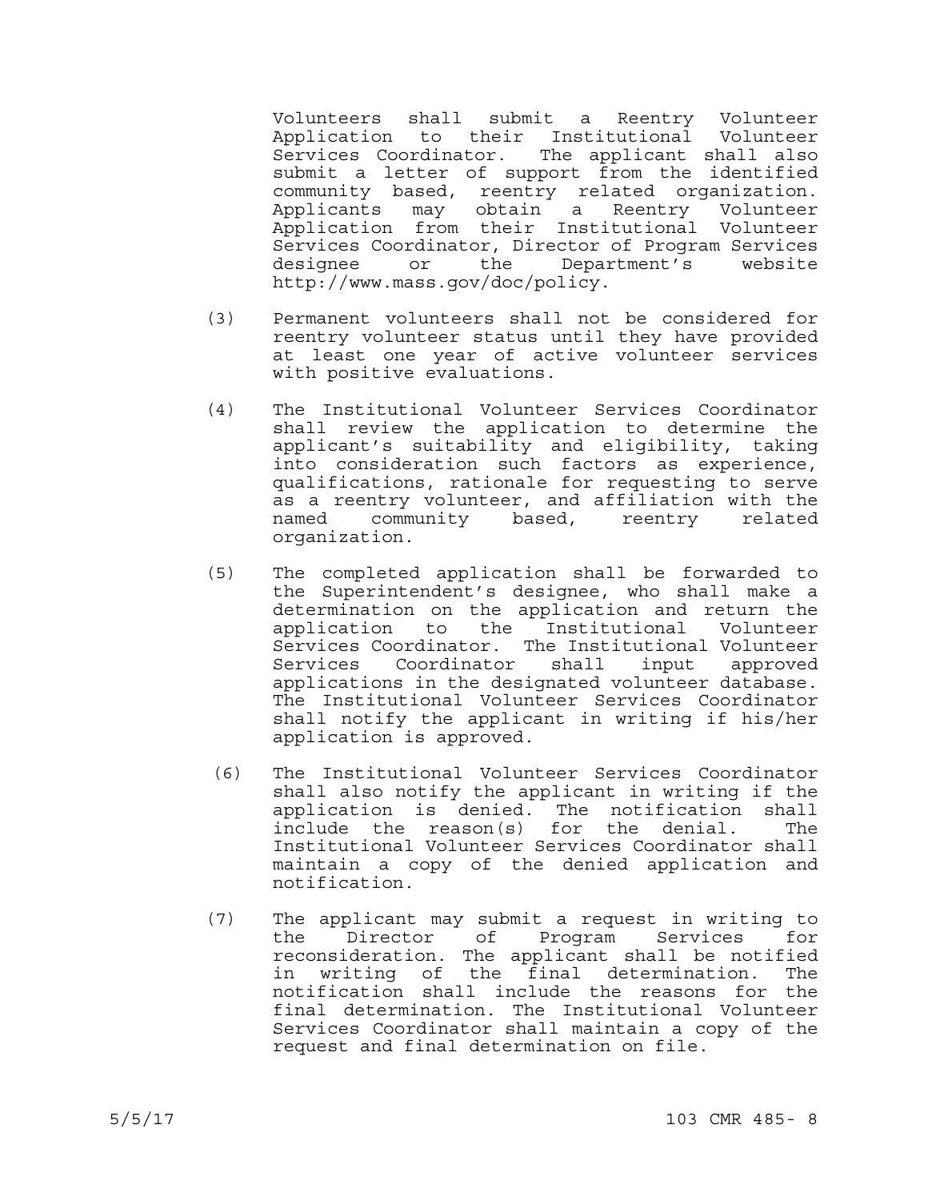Volunteers shall submit a Reentry Volunteer Application to their Institutional Volunteer Services Coordinator. The applicant shall also submit a letter of support from the identified community based, reentry related organization. Applicants may obtain a Reentry Volunteer Application from their Institutional Volunteer Services Coordinator, Director of Program Services designee or the Department's website http://www.mass.gov/doc/policy.

(3) Permanent volunteers shall not be considered for reentry volunteer status until they have provided at least one year of active volunteer services with positive evaluations.

(4) The Institutional Volunteer Services Coordinator shall review the application to determine the applicant's suitability and eligibility, taking into consideration such factors as experience, qualifications, rationale for requesting to serve as a reentry volunteer, and affiliation with the named community based, reentry related organization.

(5) The completed application shall be forwarded to the Superintendent's designee, who shall make a determination on the application and return the application to the Institutional Volunteer Services Coordinator. The Institutional Volunteer Services Coordinator shall input approved applications in the designated volunteer database. The Institutional Volunteer Services Coordinator shall notify the applicant in writing if his/her application is approved.

(6) The Institutional Volunteer Services Coordinator shall also notify the applicant in writing if the application is denied. The notification shall include the reason(s) for the denial. The Institutional Volunteer Services Coordinator shall maintain a copy of the denied application and notification.

(7) The applicant may submit a request in writing to the Director of Program Services for reconsideration. The applicant shall be notified in writing of the final determination. The notification shall include the reasons for the final determination. The Institutional Volunteer Services Coordinator shall maintain a copy of the request and final determination on file.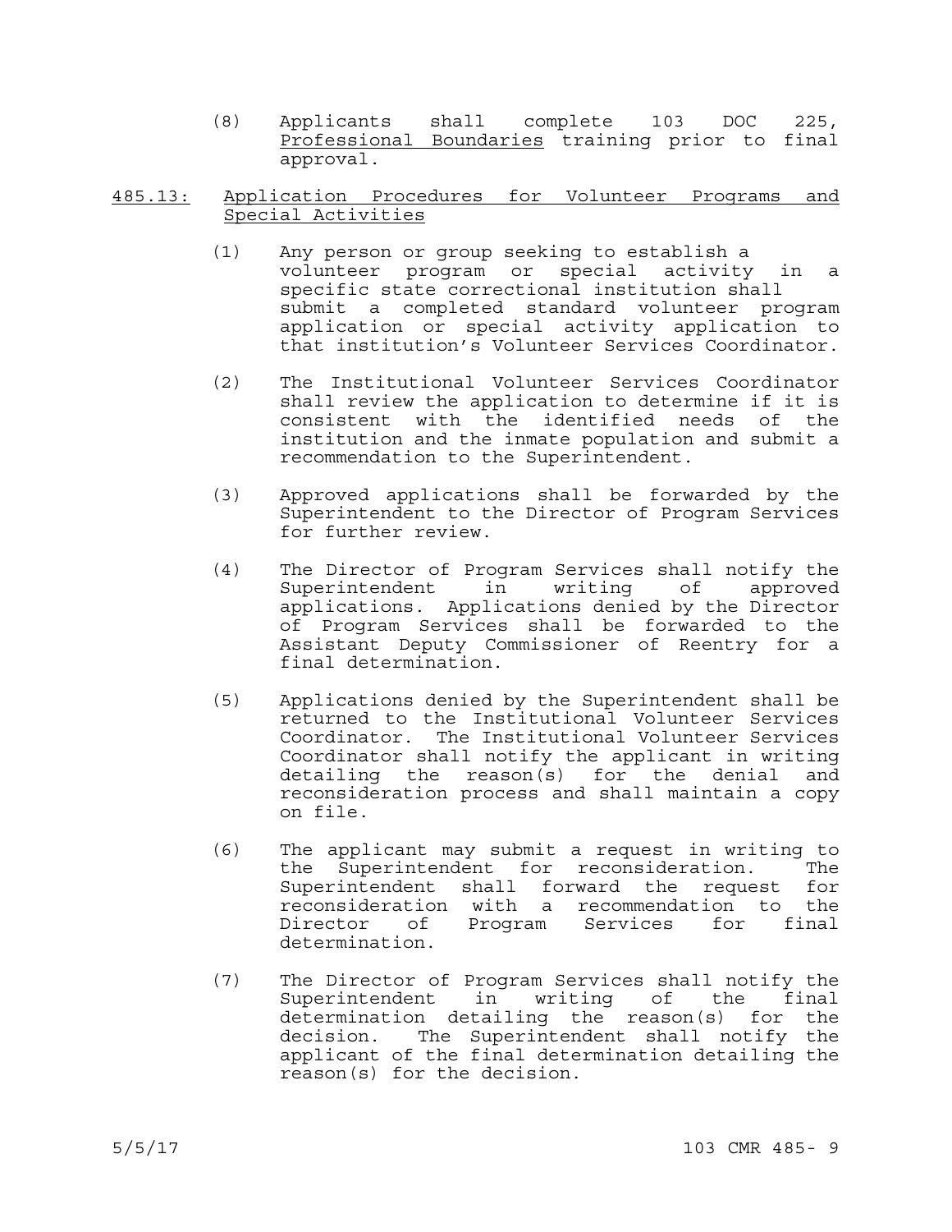(8) Applicants shall complete 103 DOC 225, Professional Boundaries training prior to final approval.

## 485.13: Application Procedures for Volunteer Programs and Special Activities

(1) Any person or group seeking to establish a volunteer program or special activity in a specific state correctional institution shall submit a completed standard volunteer program application or special activity application to that institution's Volunteer Services Coordinator.

(2) The Institutional Volunteer Services Coordinator shall review the application to determine if it is consistent with the identified needs of the institution and the inmate population and submit a recommendation to the Superintendent.

(3) Approved applications shall be forwarded by the Superintendent to the Director of Program Services for further review.

(4) The Director of Program Services shall notify the Superintendent in writing of approved applications. Applications denied by the Director of Program Services shall be forwarded to the Assistant Deputy Commissioner of Reentry for a final determination.

(5) Applications denied by the Superintendent shall be returned to the Institutional Volunteer Services Coordinator. The Institutional Volunteer Services Coordinator shall notify the applicant in writing detailing the reason(s) for the denial and reconsideration process and shall maintain a copy on file.

(6) The applicant may submit a request in writing to the Superintendent for reconsideration. The Superintendent shall forward the request for reconsideration with a recommendation to the Director of Program Services for final determination.

(7) The Director of Program Services shall notify the Superintendent in writing of the final determination detailing the reason(s) for the decision. The Superintendent shall notify the applicant of the final determination detailing the reason(s) for the decision.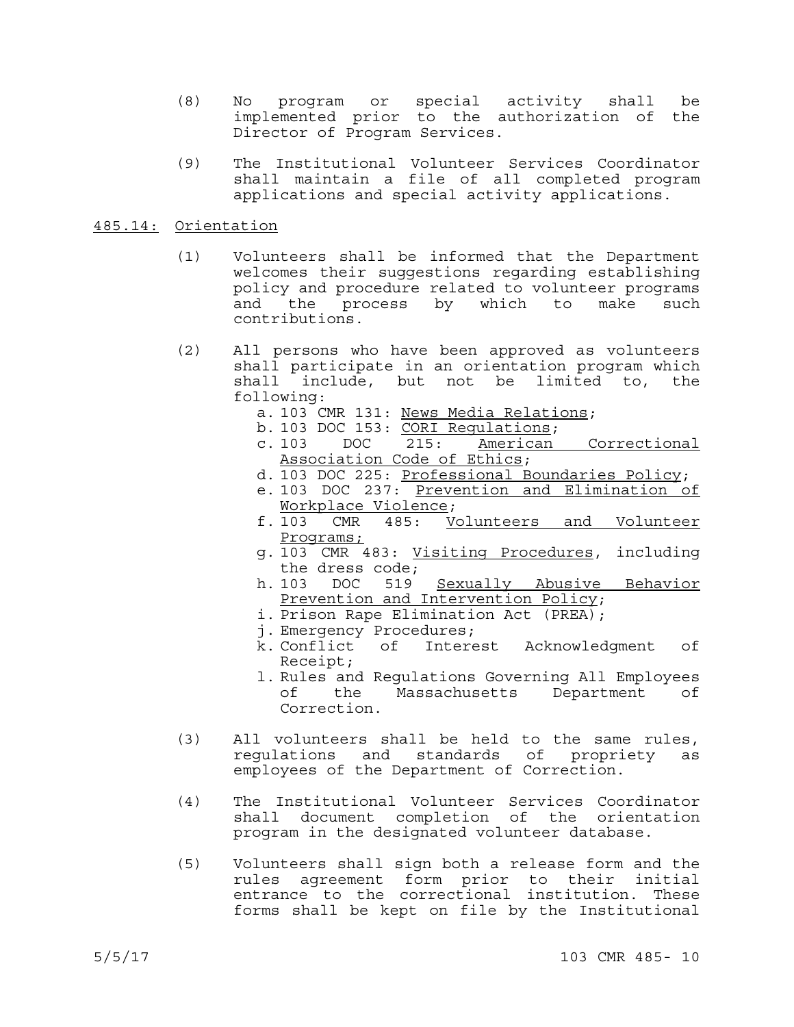(8) No program or special activity shall be implemented prior to the authorization of the Director of Program Services.

(9) The Institutional Volunteer Services Coordinator shall maintain a file of all completed program applications and special activity applications.

## 485.14: Orientation

(1) Volunteers shall be informed that the Department welcomes their suggestions regarding establishing policy and procedure related to volunteer programs and the process by which to make such contributions.

(2) All persons who have been approved as volunteers shall participate in an orientation program which shall include, but not be limited to, the following:

a. 103 CMR 131: News Media Relations;
b. 103 DOC 153: CORI Regulations;
c. 103 DOC 215: American Correctional Association Code of Ethics;
d. 103 DOC 225: Professional Boundaries Policy;
e. 103 DOC 237: Prevention and Elimination of Workplace Violence;
f. 103 CMR 485: Volunteers and Volunteer Programs;
g. 103 CMR 483: Visiting Procedures, including the dress code;
h. 103 DOC 519 Sexually Abusive Behavior Prevention and Intervention Policy;
i. Prison Rape Elimination Act (PREA);
j. Emergency Procedures;
k. Conflict of Interest Acknowledgment of Receipt;
l. Rules and Regulations Governing All Employees of the Massachusetts Department of Correction.

(3) All volunteers shall be held to the same rules, regulations and standards of propriety as employees of the Department of Correction.

(4) The Institutional Volunteer Services Coordinator shall document completion of the orientation program in the designated volunteer database.

(5) Volunteers shall sign both a release form and the rules agreement form prior to their initial entrance to the correctional institution. These forms shall be kept on file by the Institutional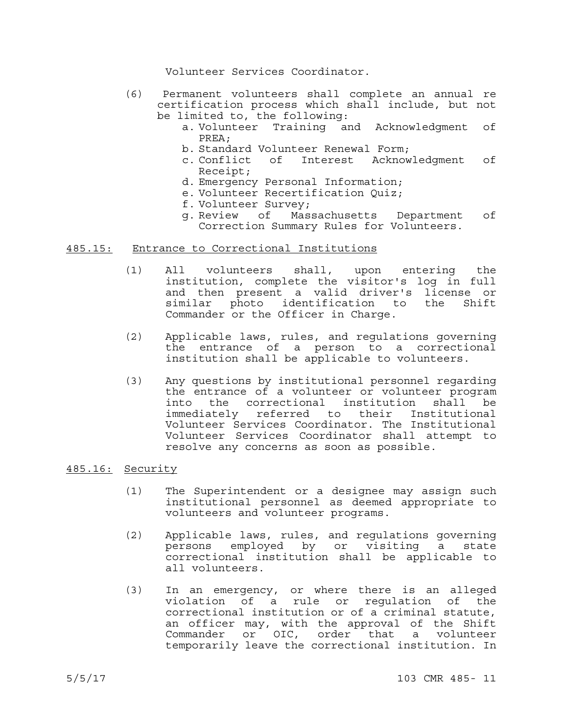Volunteer Services Coordinator.

(6) Permanent volunteers shall complete an annual re certification process which shall include, but not be limited to, the following:
   a. Volunteer Training and Acknowledgment of PREA;
   b. Standard Volunteer Renewal Form;
   c. Conflict of Interest Acknowledgment of Receipt;
   d. Emergency Personal Information;
   e. Volunteer Recertification Quiz;
   f. Volunteer Survey;
   g. Review of Massachusetts Department of Correction Summary Rules for Volunteers.

## 485.15: Entrance to Correctional Institutions

(1) All volunteers shall, upon entering the institution, complete the visitor's log in full and then present a valid driver's license or similar photo identification to the Shift Commander or the Officer in Charge.

(2) Applicable laws, rules, and regulations governing the entrance of a person to a correctional institution shall be applicable to volunteers.

(3) Any questions by institutional personnel regarding the entrance of a volunteer or volunteer program into the correctional institution shall be immediately referred to their Institutional Volunteer Services Coordinator. The Institutional Volunteer Services Coordinator shall attempt to resolve any concerns as soon as possible.

## 485.16: Security

(1) The Superintendent or a designee may assign such institutional personnel as deemed appropriate to volunteers and volunteer programs.

(2) Applicable laws, rules, and regulations governing persons employed by or visiting a state correctional institution shall be applicable to all volunteers.

(3) In an emergency, or where there is an alleged violation of a rule or regulation of the correctional institution or of a criminal statute, an officer may, with the approval of the Shift Commander or OIC, order that a volunteer temporarily leave the correctional institution. In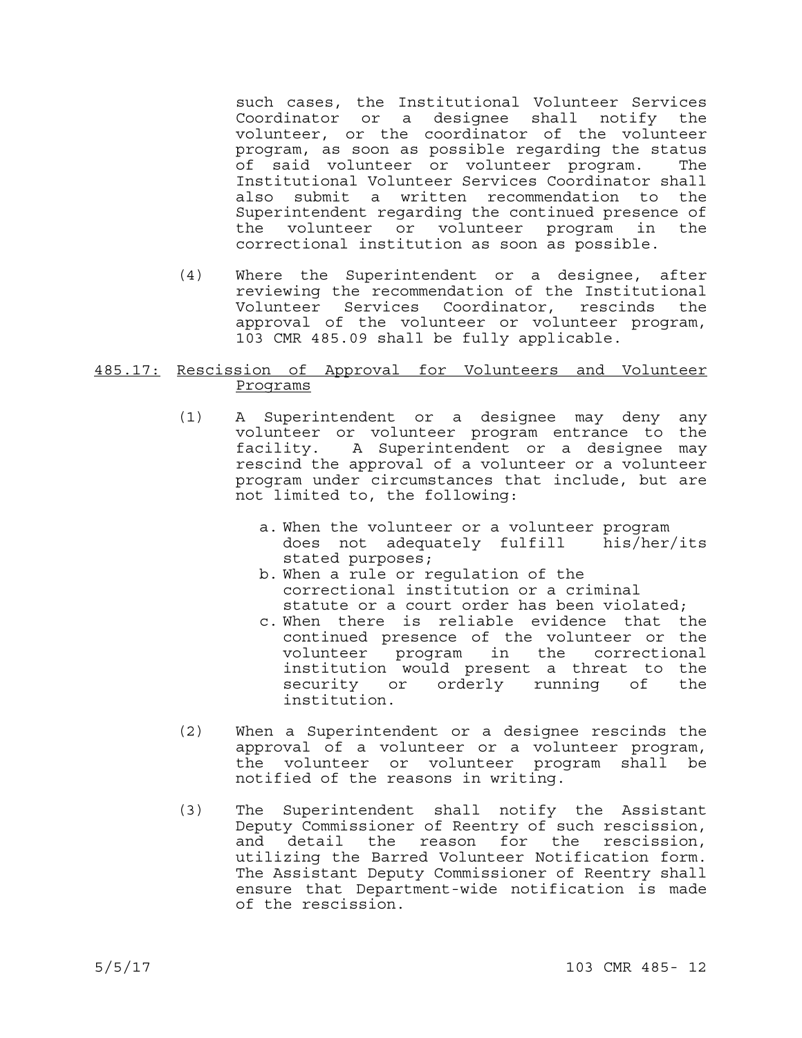such cases, the Institutional Volunteer Services Coordinator or a designee shall notify the volunteer, or the coordinator of the volunteer program, as soon as possible regarding the status of said volunteer or volunteer program. The Institutional Volunteer Services Coordinator shall also submit a written recommendation to the Superintendent regarding the continued presence of the volunteer or volunteer program in the correctional institution as soon as possible.

(4) Where the Superintendent or a designee, after reviewing the recommendation of the Institutional Volunteer Services Coordinator, rescinds the approval of the volunteer or volunteer program, 103 CMR 485.09 shall be fully applicable.

## 485.17: Rescission of Approval for Volunteers and Volunteer Programs

(1) A Superintendent or a designee may deny any volunteer or volunteer program entrance to the facility. A Superintendent or a designee may rescind the approval of a volunteer or a volunteer program under circumstances that include, but are not limited to, the following:

a. When the volunteer or a volunteer program does not adequately fulfill his/her/its stated purposes;
b. When a rule or regulation of the correctional institution or a criminal statute or a court order has been violated;
c. When there is reliable evidence that the continued presence of the volunteer or the volunteer program in the correctional institution would present a threat to the security or orderly running of the institution.

(2) When a Superintendent or a designee rescinds the approval of a volunteer or a volunteer program, the volunteer or volunteer program shall be notified of the reasons in writing.

(3) The Superintendent shall notify the Assistant Deputy Commissioner of Reentry of such rescission, and detail the reason for the rescission, utilizing the Barred Volunteer Notification form. The Assistant Deputy Commissioner of Reentry shall ensure that Department-wide notification is made of the rescission.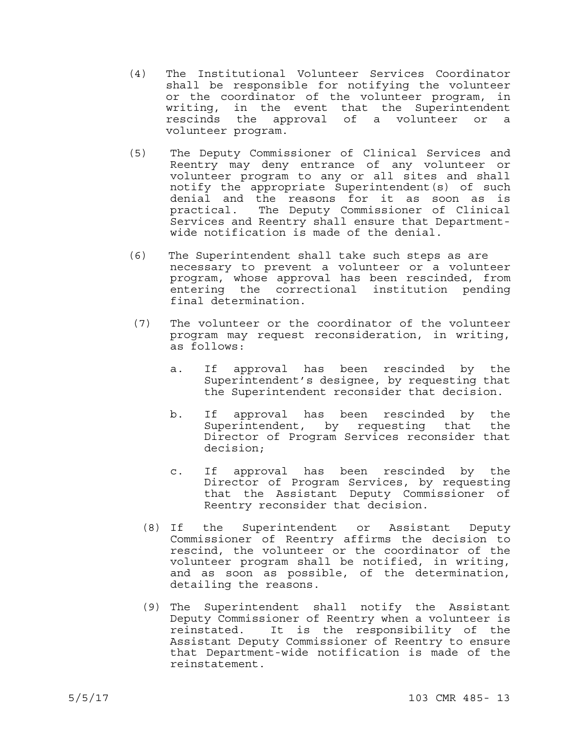(4) The Institutional Volunteer Services Coordinator shall be responsible for notifying the volunteer or the coordinator of the volunteer program, in writing, in the event that the Superintendent rescinds the approval of a volunteer or a volunteer program.

(5) The Deputy Commissioner of Clinical Services and Reentry may deny entrance of any volunteer or volunteer program to any or all sites and shall notify the appropriate Superintendent(s) of such denial and the reasons for it as soon as is practical. The Deputy Commissioner of Clinical Services and Reentry shall ensure that Department-wide notification is made of the denial.

(6) The Superintendent shall take such steps as are necessary to prevent a volunteer or a volunteer program, whose approval has been rescinded, from entering the correctional institution pending final determination.

(7) The volunteer or the coordinator of the volunteer program may request reconsideration, in writing, as follows:

   a. If approval has been rescinded by the Superintendent's designee, by requesting that the Superintendent reconsider that decision.

   b. If approval has been rescinded by the Superintendent, by requesting that the Director of Program Services reconsider that decision;

   c. If approval has been rescinded by the Director of Program Services, by requesting that the Assistant Deputy Commissioner of Reentry reconsider that decision.

(8) If the Superintendent or Assistant Deputy Commissioner of Reentry affirms the decision to rescind, the volunteer or the coordinator of the volunteer program shall be notified, in writing, and as soon as possible, of the determination, detailing the reasons.

(9) The Superintendent shall notify the Assistant Deputy Commissioner of Reentry when a volunteer is reinstated. It is the responsibility of the Assistant Deputy Commissioner of Reentry to ensure that Department-wide notification is made of the reinstatement.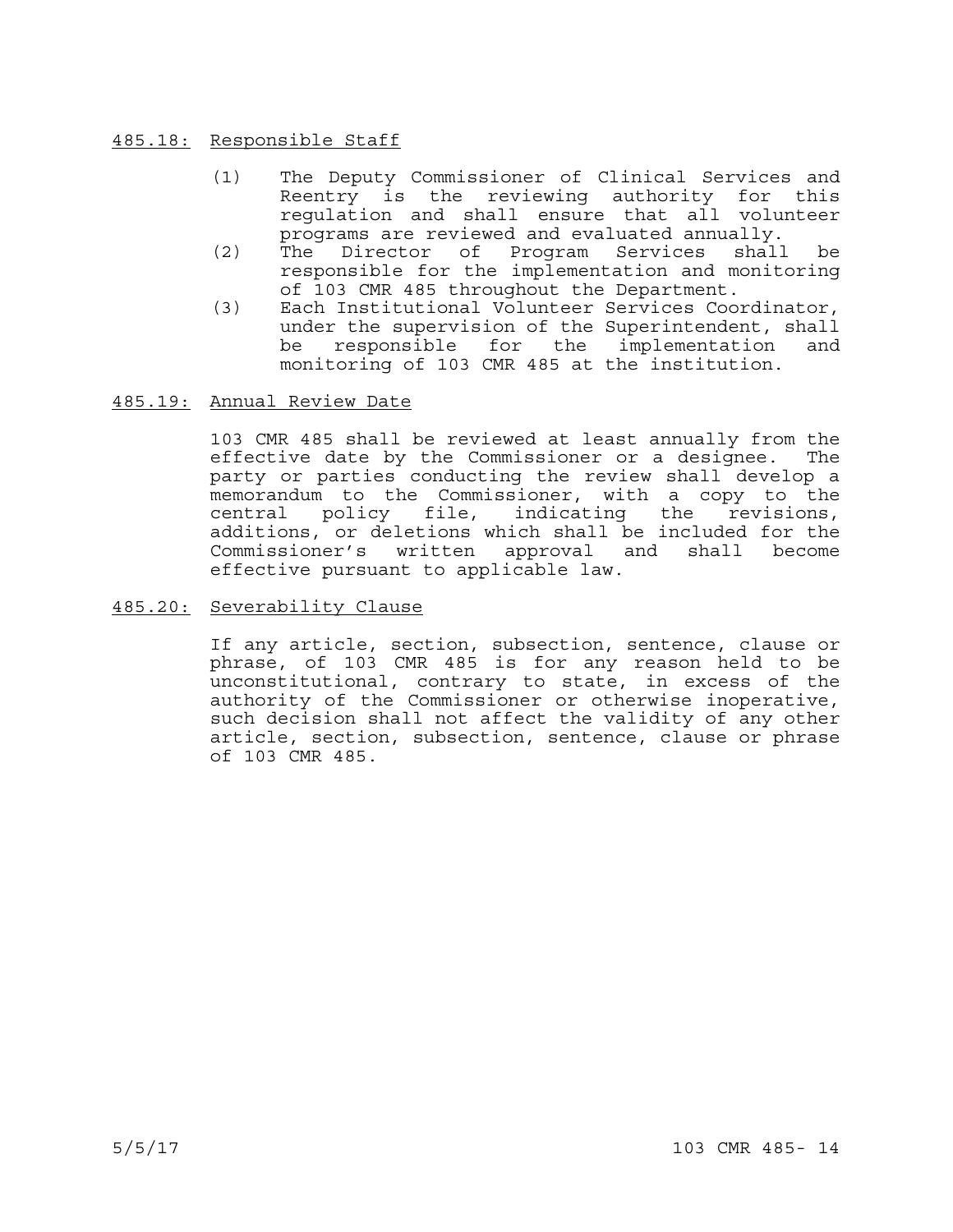## 485.18: Responsible Staff

(1) The Deputy Commissioner of Clinical Services and Reentry is the reviewing authority for this regulation and shall ensure that all volunteer programs are reviewed and evaluated annually.

(2) The Director of Program Services shall be responsible for the implementation and monitoring of 103 CMR 485 throughout the Department.

(3) Each Institutional Volunteer Services Coordinator, under the supervision of the Superintendent, shall be responsible for the implementation and monitoring of 103 CMR 485 at the institution.

## 485.19: Annual Review Date

103 CMR 485 shall be reviewed at least annually from the effective date by the Commissioner or a designee. The party or parties conducting the review shall develop a memorandum to the Commissioner, with a copy to the central policy file, indicating the revisions, additions, or deletions which shall be included for the Commissioner's written approval and shall become effective pursuant to applicable law.

## 485.20: Severability Clause

If any article, section, subsection, sentence, clause or phrase, of 103 CMR 485 is for any reason held to be unconstitutional, contrary to state, in excess of the authority of the Commissioner or otherwise inoperative, such decision shall not affect the validity of any other article, section, subsection, sentence, clause or phrase of 103 CMR 485.